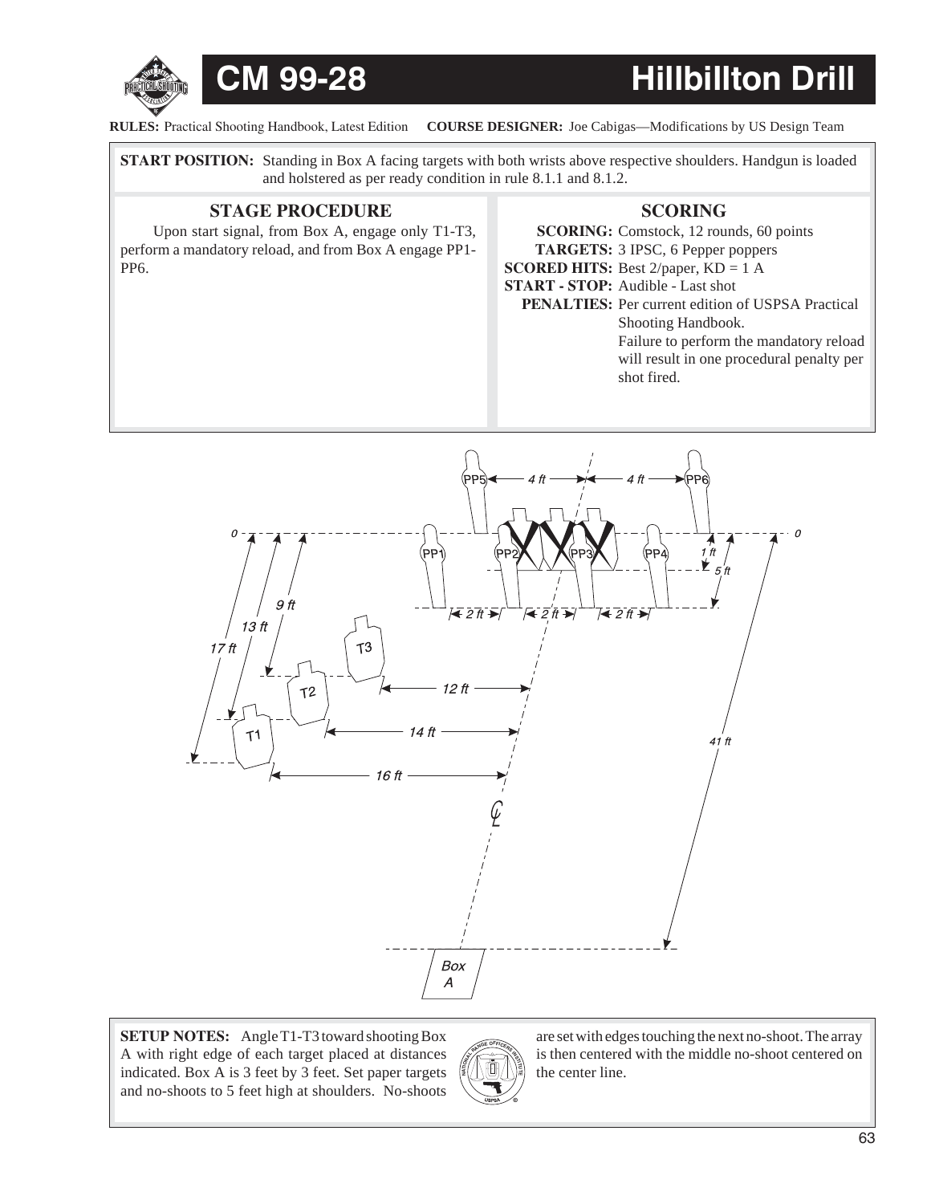# CM 99-28 Hillbillton Drill

**RULES:** Practical Shooting Handbook, Latest Edition **COURSE DESIGNER:** Joe Cabigas—Modifications by US Design Team

**START POSITION:** Standing in Box A facing targets with both wrists above respective shoulders. Handgun is loaded and holstered as per ready condition in rule 8.1.1 and 8.1.2.

## STAGE PROCEDURE

Upon start signal, from Box A, engage only T1-T3, perform a mandatory reload, and from Box A engage PP1-PP6.

## SCORING

**SCORING:** Comstock, 12 rounds, 60 points
**TARGETS:** 3 IPSC, 6 Pepper poppers
**SCORED HITS:** Best 2/paper, KD = 1 A
**START - STOP:** Audible - Last shot
**PENALTIES:** Per current edition of USPSA Practical Shooting Handbook. Failure to perform the mandatory reload will result in one procedural penalty per shot fired.

**SETUP NOTES:** Angle T1-T3 toward shooting Box A with right edge of each target placed at distances indicated. Box A is 3 feet by 3 feet. Set paper targets and no-shoots to 5 feet high at shoulders. No-shoots are set with edges touching the next no-shoot. The array is then centered with the middle no-shoot centered on the center line.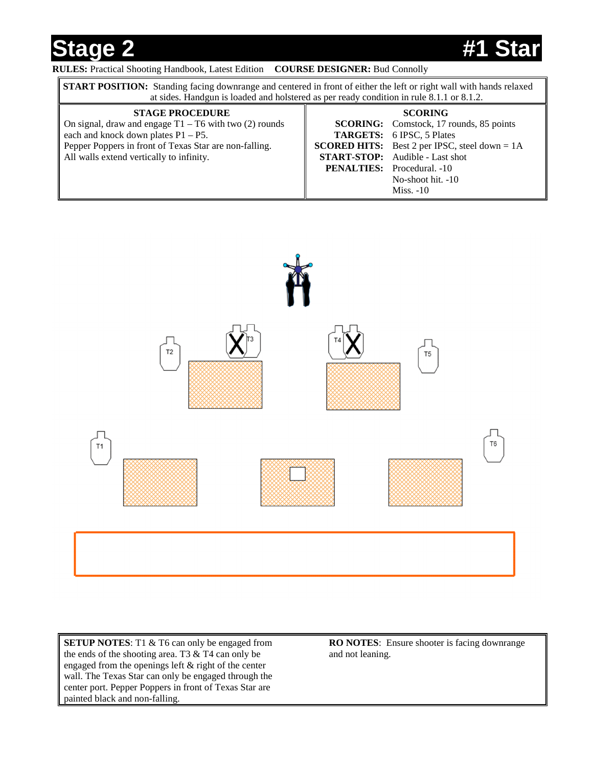# Stage 2 #1 Star

**RULES:** Practical Shooting Handbook, Latest Edition **COURSE DESIGNER:** Bud Connolly

**START POSITION:** Standing facing downrange and centered in front of either the left or right wall with hands relaxed at sides. Handgun is loaded and holstered as per ready condition in rule 8.1.1 or 8.1.2.

| STAGE PROCEDURE | SCORING |
|---|---|
| On signal, draw and engage T1 – T6 with two (2) rounds each and knock down plates P1 – P5. Pepper Poppers in front of Texas Star are non-falling. All walls extend vertically to infinity. | **SCORING:** Comstock, 17 rounds, 85 points<br>**TARGETS:** 6 IPSC, 5 Plates<br>**SCORED HITS:** Best 2 per IPSC, steel down = 1A<br>**START-STOP:** Audible - Last shot<br>**PENALTIES:** Procedural. -10<br>No-shoot hit. -10<br>Miss. -10 |

T2 T3 T4 T5

T1 T6

**SETUP NOTES**: T1 & T6 can only be engaged from the ends of the shooting area. T3 & T4 can only be engaged from the openings left & right of the center wall. The Texas Star can only be engaged through the center port. Pepper Poppers in front of Texas Star are painted black and non-falling.

**RO NOTES**: Ensure shooter is facing downrange and not leaning.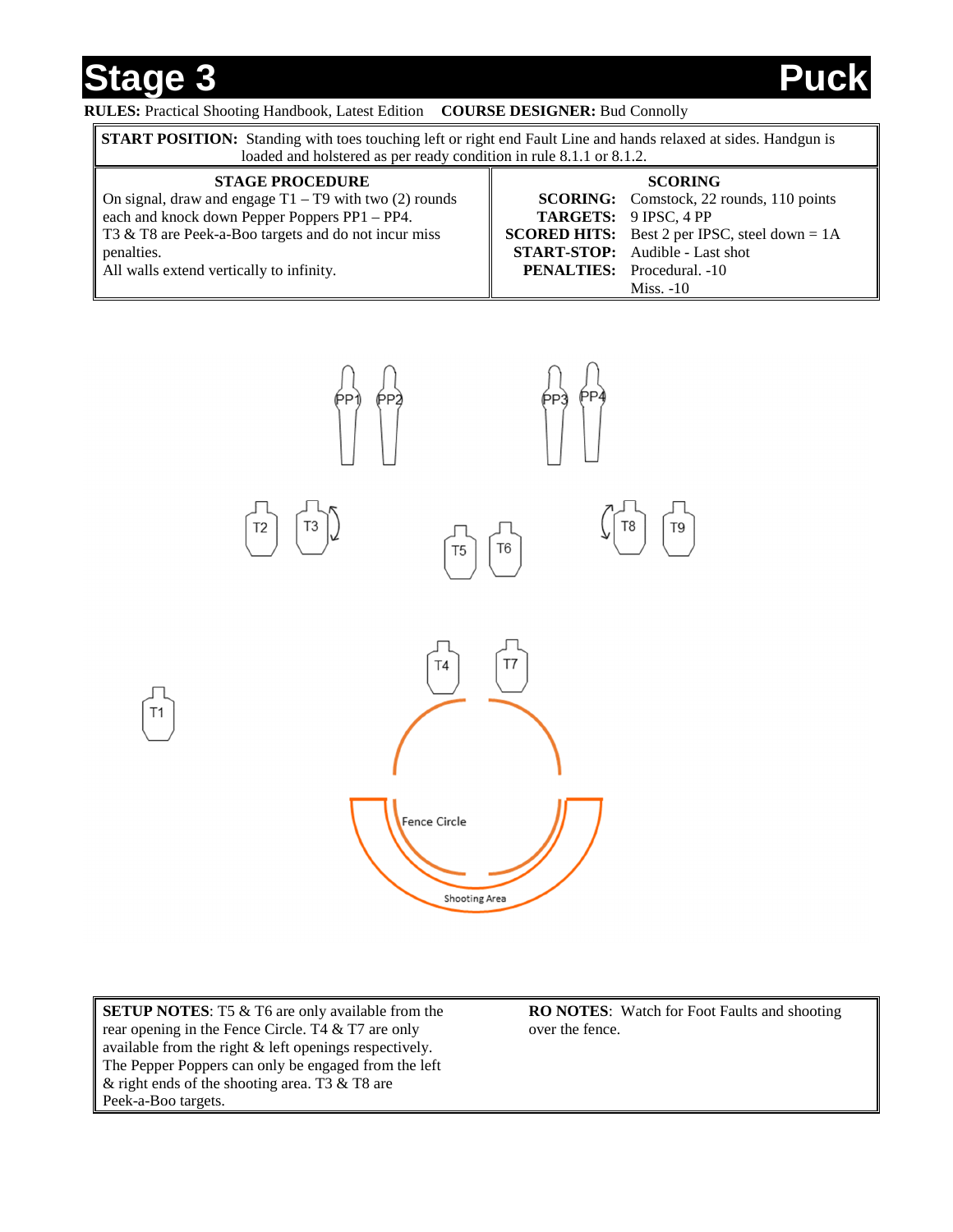# Stage 3 Puck

**RULES:** Practical Shooting Handbook, Latest Edition **COURSE DESIGNER:** Bud Connolly

**START POSITION:** Standing with toes touching left or right end Fault Line and hands relaxed at sides. Handgun is loaded and holstered as per ready condition in rule 8.1.1 or 8.1.2.

| STAGE PROCEDURE | SCORING |
|---|---|
| On signal, draw and engage T1 – T9 with two (2) rounds each and knock down Pepper Poppers PP1 – PP4. T3 & T8 are Peek-a-Boo targets and do not incur miss penalties. All walls extend vertically to infinity. | **SCORING:** Comstock, 22 rounds, 110 points<br>**TARGETS:** 9 IPSC, 4 PP<br>**SCORED HITS:** Best 2 per IPSC, steel down = 1A<br>**START-STOP:** Audible - Last shot<br>**PENALTIES:** Procedural. -10<br>Miss. -10 |

PP1 PP2 PP3 PP4

T2 T3 T5 T6 T8 T9

T4 T7

T1

Fence Circle

Shooting Area

**SETUP NOTES**: T5 & T6 are only available from the rear opening in the Fence Circle. T4 & T7 are only available from the right & left openings respectively. The Pepper Poppers can only be engaged from the left & right ends of the shooting area. T3 & T8 are Peek-a-Boo targets.

**RO NOTES**: Watch for Foot Faults and shooting over the fence.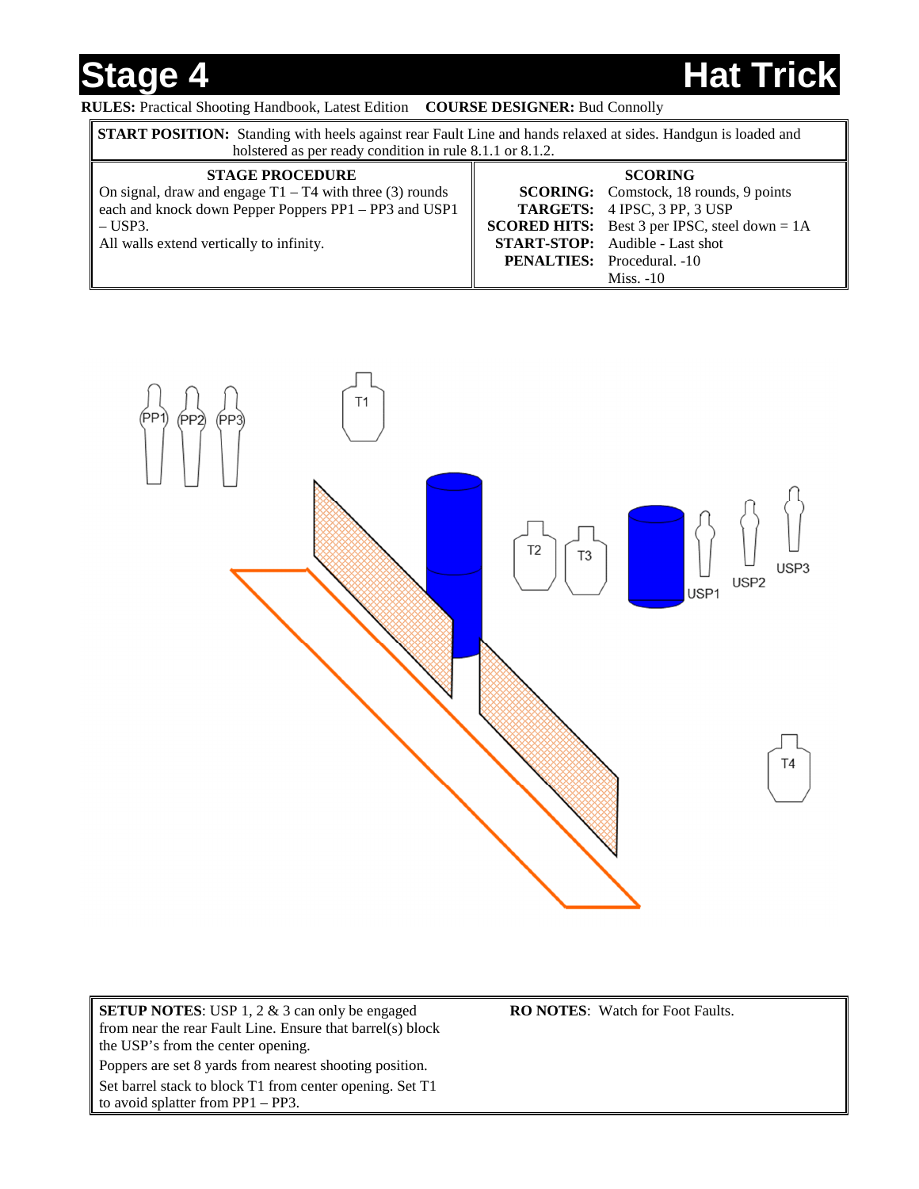# Stage 4 — Hat Trick

**RULES:** Practical Shooting Handbook, Latest Edition **COURSE DESIGNER:** Bud Connolly

**START POSITION:** Standing with heels against rear Fault Line and hands relaxed at sides. Handgun is loaded and holstered as per ready condition in rule 8.1.1 or 8.1.2.

| STAGE PROCEDURE | SCORING | |
|---|---|---|
| On signal, draw and engage T1 – T4 with three (3) rounds each and knock down Pepper Poppers PP1 – PP3 and USP1 – USP3. All walls extend vertically to infinity. | **SCORING:** | Comstock, 18 rounds, 9 points |
| | **TARGETS:** | 4 IPSC, 3 PP, 3 USP |
| | **SCORED HITS:** | Best 3 per IPSC, steel down = 1A |
| | **START-STOP:** | Audible - Last shot |
| | **PENALTIES:** | Procedural. -10 |
| | | Miss. -10 |

PP1 PP2 PP3

T1

T2 T3

USP1 USP2 USP3

T4

**SETUP NOTES**: USP 1, 2 & 3 can only be engaged from near the rear Fault Line. Ensure that barrel(s) block the USP's from the center opening.

Poppers are set 8 yards from nearest shooting position.

Set barrel stack to block T1 from center opening. Set T1 to avoid splatter from PP1 – PP3.

**RO NOTES**: Watch for Foot Faults.